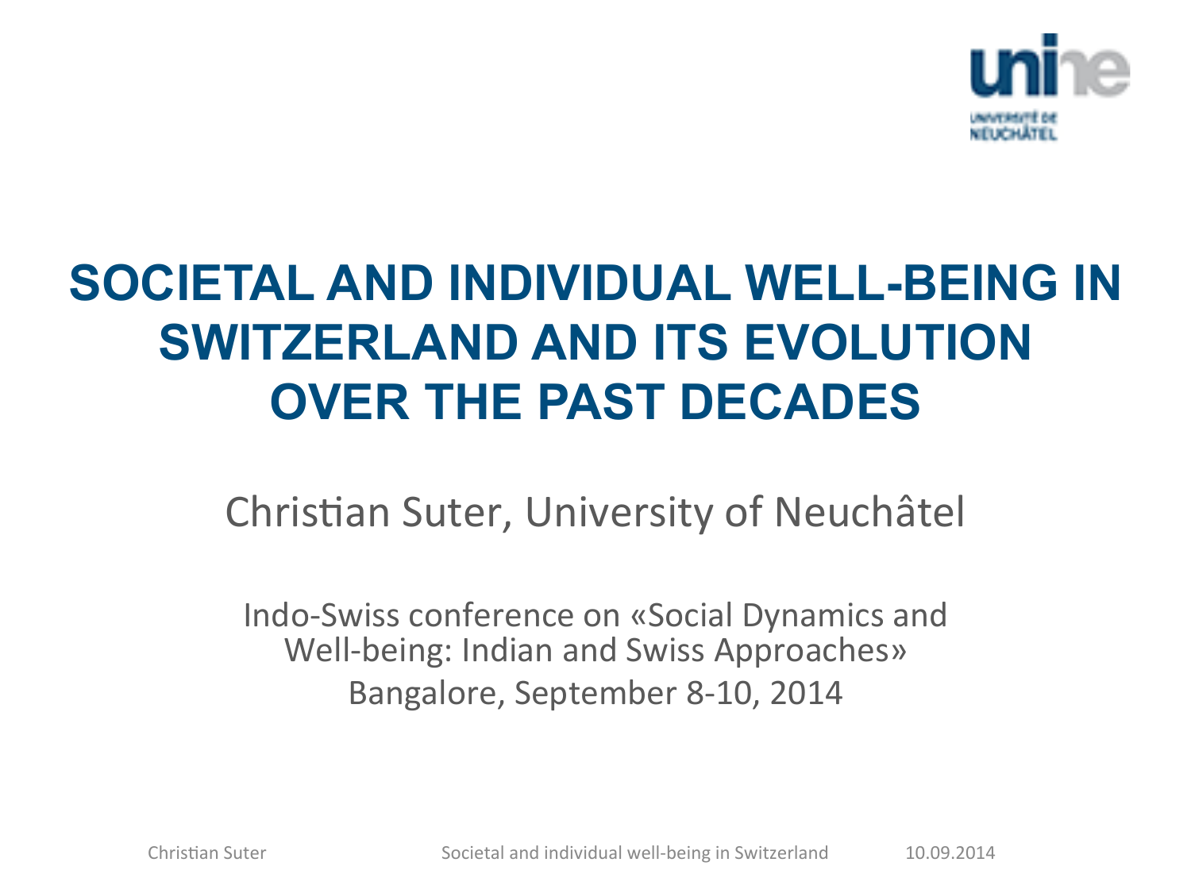# SOCIETAL AND INDIVIDUAL WELL-BEING IN SWITZERLAND AND ITS EVOLUTION OVER THE PAST DECADES

Christian Suter, University of Neuchâtel

Indo-Swiss conference on «Social Dynamics and Well-being: Indian and Swiss Approaches»
Bangalore, September 8-10, 2014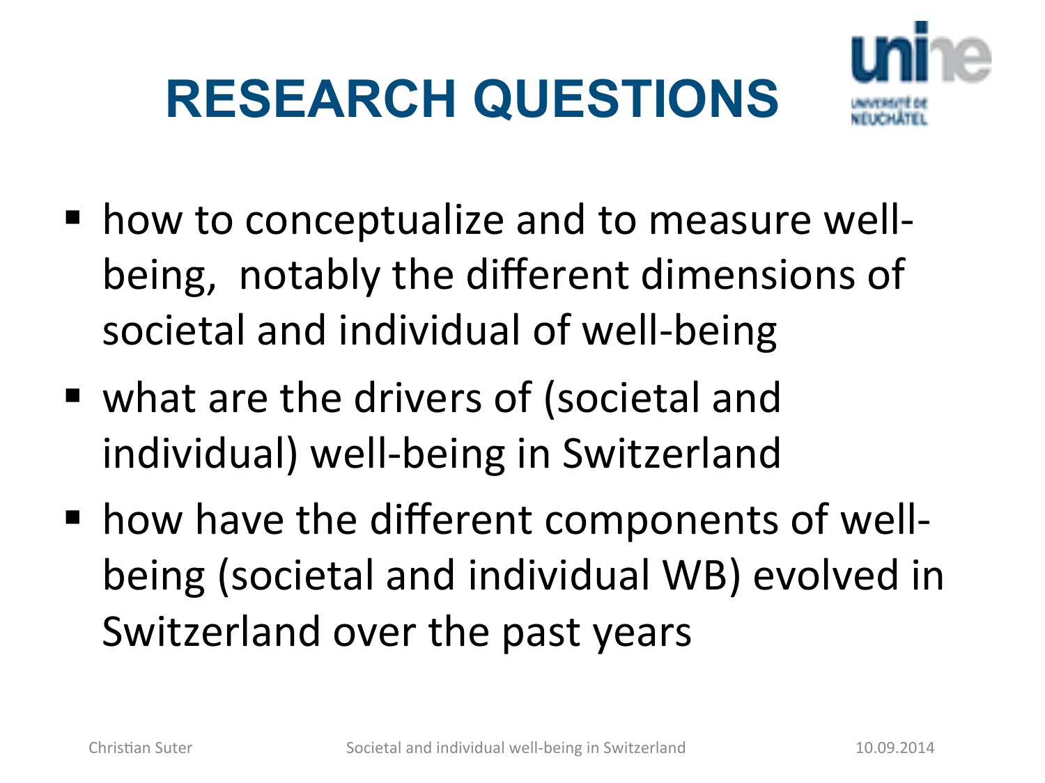# RESEARCH QUESTIONS

- how to conceptualize and to measure well-being, notably the different dimensions of societal and individual of well-being
- what are the drivers of (societal and individual) well-being in Switzerland
- how have the different components of well-being (societal and individual WB) evolved in Switzerland over the past years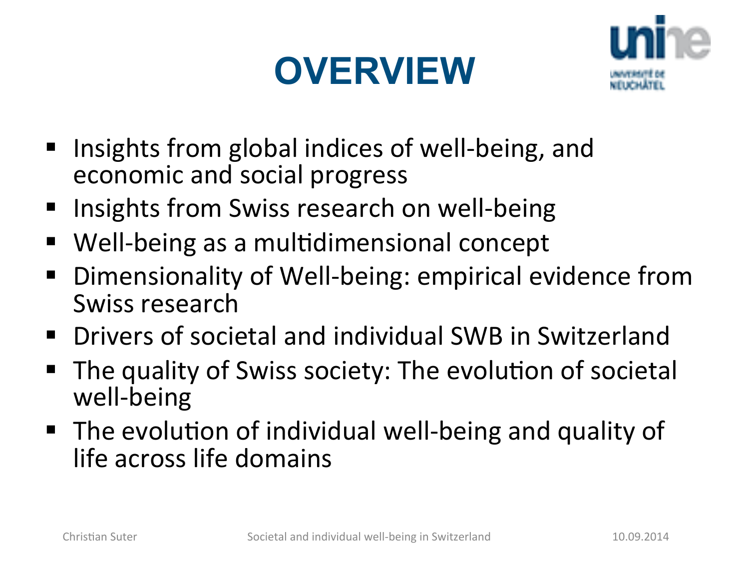# OVERVIEW

- Insights from global indices of well-being, and economic and social progress
- Insights from Swiss research on well-being
- Well-being as a multidimensional concept
- Dimensionality of Well-being: empirical evidence from Swiss research
- Drivers of societal and individual SWB in Switzerland
- The quality of Swiss society: The evolution of societal well-being
- The evolution of individual well-being and quality of life across life domains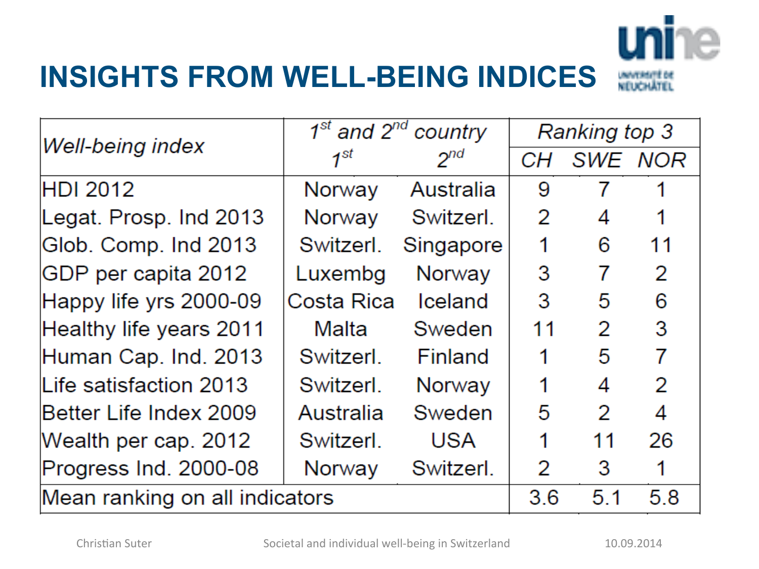# INSIGHTS FROM WELL-BEING INDICES

| *Well-being index* | *1st and 2nd country* | | *Ranking top 3* | | |
|---|---|---|---|---|---|
| | *1st* | *2nd* | *CH* | *SWE* | *NOR* |
| HDI 2012 | Norway | Australia | 9 | 7 | 1 |
| Legat. Prosp. Ind 2013 | Norway | Switzerl. | 2 | 4 | 1 |
| Glob. Comp. Ind 2013 | Switzerl. | Singapore | 1 | 6 | 11 |
| GDP per capita 2012 | Luxembg | Norway | 3 | 7 | 2 |
| Happy life yrs 2000-09 | Costa Rica | Iceland | 3 | 5 | 6 |
| Healthy life years 2011 | Malta | Sweden | 11 | 2 | 3 |
| Human Cap. Ind. 2013 | Switzerl. | Finland | 1 | 5 | 7 |
| Life satisfaction 2013 | Switzerl. | Norway | 1 | 4 | 2 |
| Better Life Index 2009 | Australia | Sweden | 5 | 2 | 4 |
| Wealth per cap. 2012 | Switzerl. | USA | 1 | 11 | 26 |
| Progress Ind. 2000-08 | Norway | Switzerl. | 2 | 3 | 1 |
| Mean ranking on all indicators | | | 3.6 | 5.1 | 5.8 |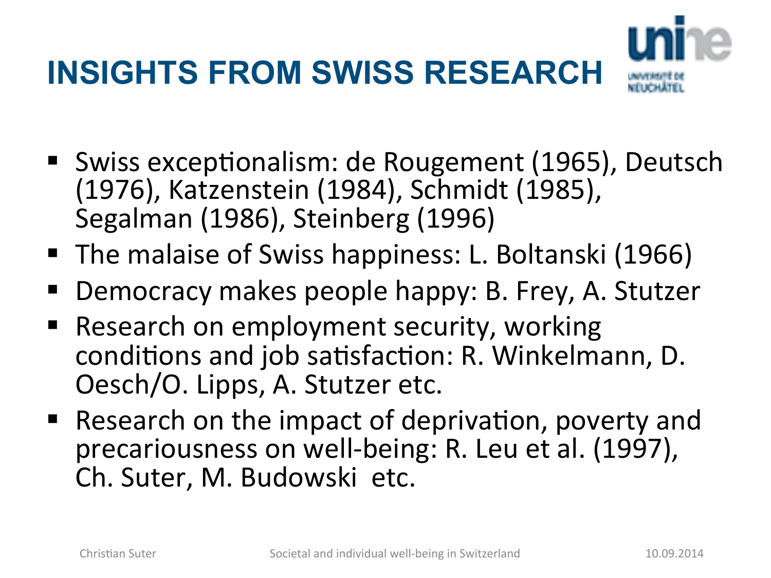# INSIGHTS FROM SWISS RESEARCH

- Swiss exceptionalism: de Rougement (1965), Deutsch (1976), Katzenstein (1984), Schmidt (1985), Segalman (1986), Steinberg (1996)
- The malaise of Swiss happiness: L. Boltanski (1966)
- Democracy makes people happy: B. Frey, A. Stutzer
- Research on employment security, working conditions and job satisfaction: R. Winkelmann, D. Oesch/O. Lipps, A. Stutzer etc.
- Research on the impact of deprivation, poverty and precariousness on well-being: R. Leu et al. (1997), Ch. Suter, M. Budowski etc.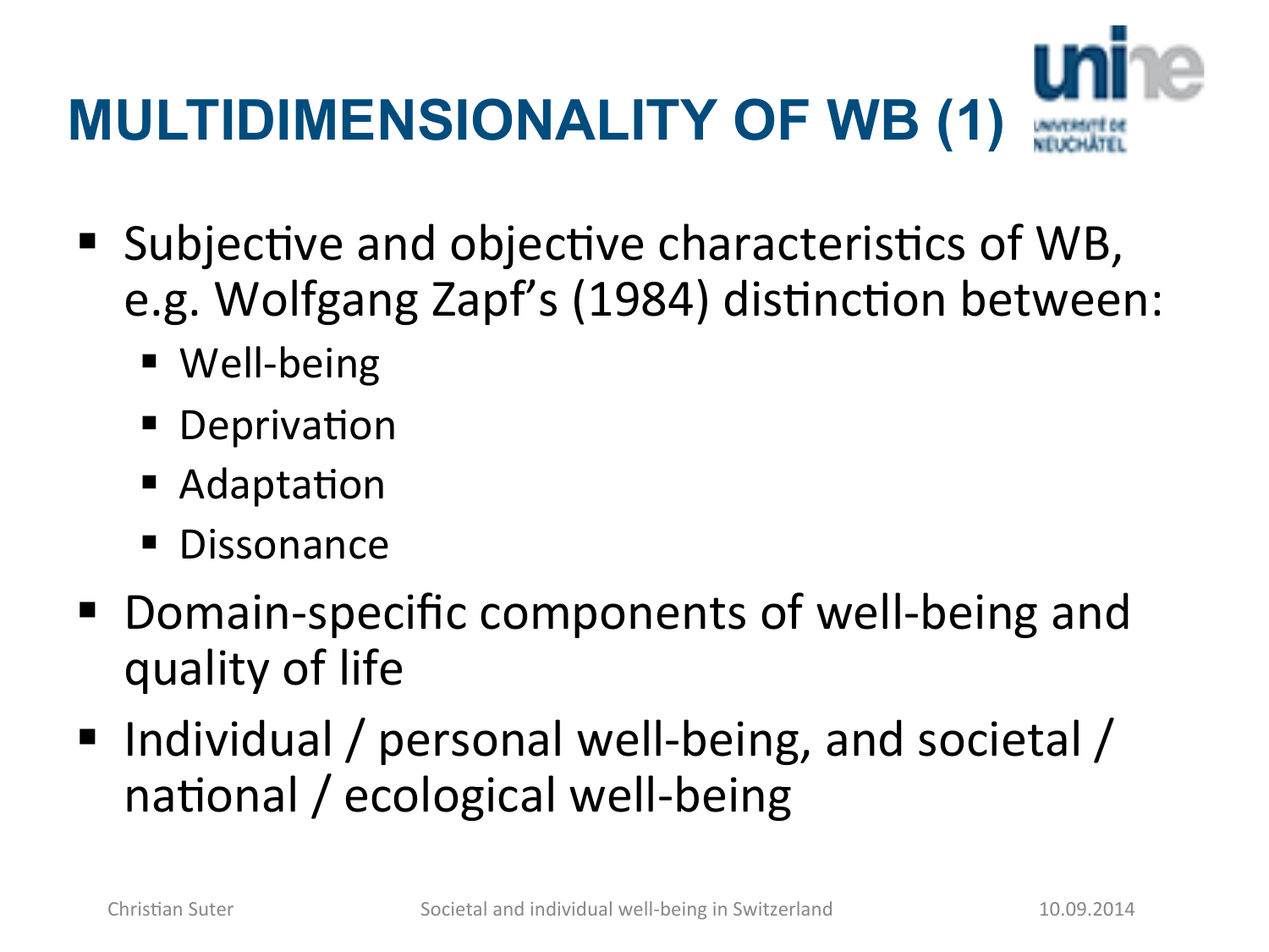# MULTIDIMENSIONALITY OF WB (1)

- Subjective and objective characteristics of WB, e.g. Wolfgang Zapf's (1984) distinction between:
  - Well-being
  - Deprivation
  - Adaptation
  - Dissonance
- Domain-specific components of well-being and quality of life
- Individual / personal well-being, and societal / national / ecological well-being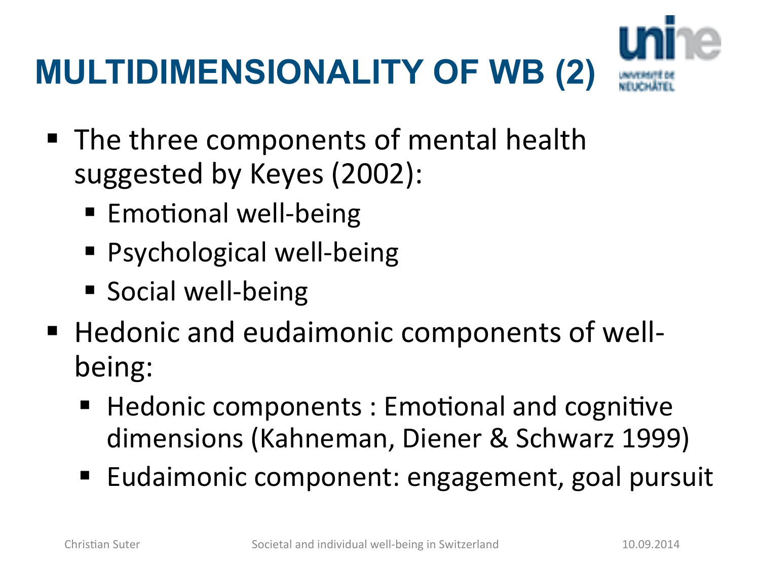# MULTIDIMENSIONALITY OF WB (2)

- The three components of mental health suggested by Keyes (2002):
  - Emotional well-being
  - Psychological well-being
  - Social well-being
- Hedonic and eudaimonic components of well-being:
  - Hedonic components : Emotional and cognitive dimensions (Kahneman, Diener & Schwarz 1999)
  - Eudaimonic component: engagement, goal pursuit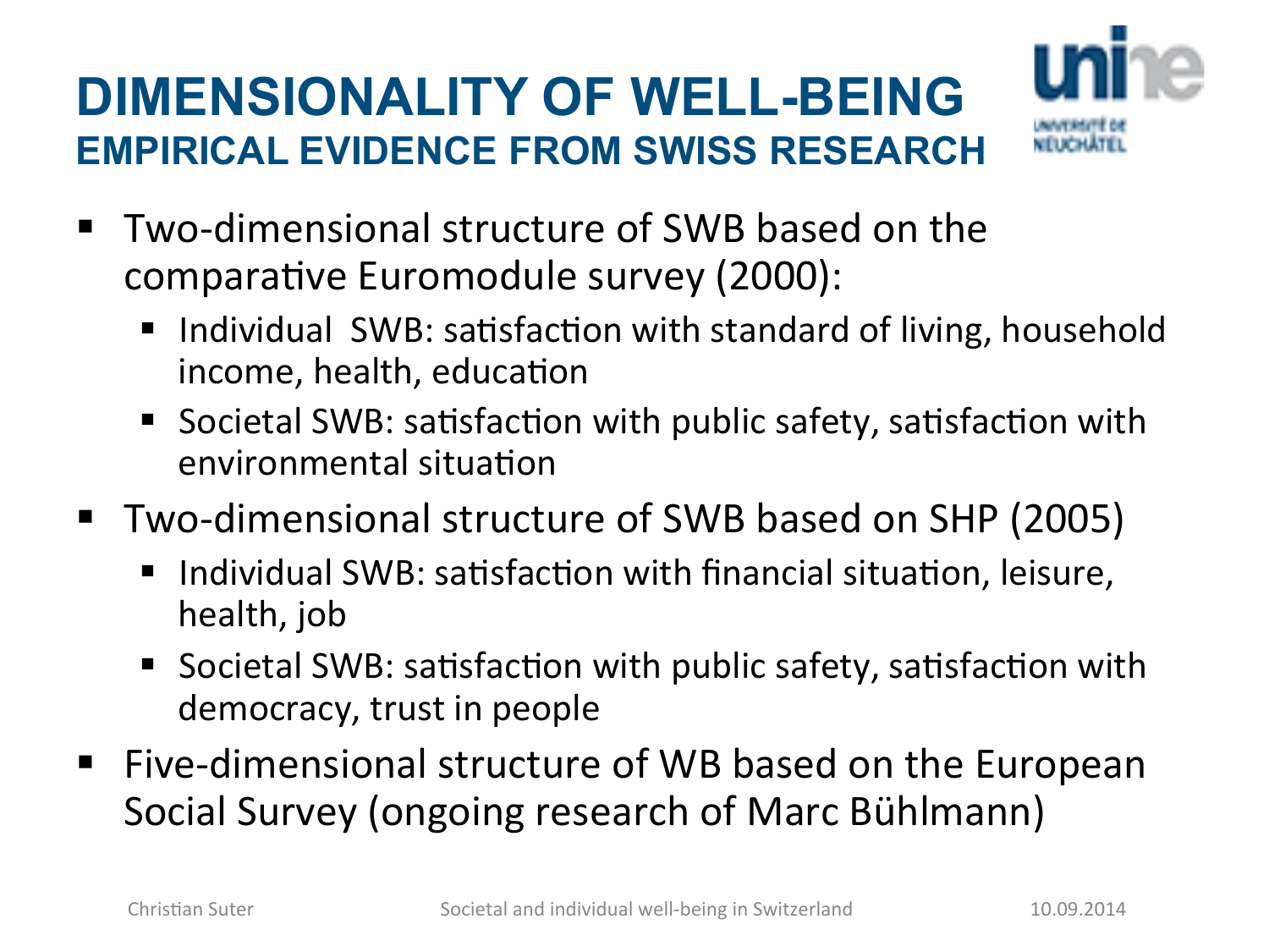# DIMENSIONALITY OF WELL-BEING

## EMPIRICAL EVIDENCE FROM SWISS RESEARCH

- Two-dimensional structure of SWB based on the comparative Euromodule survey (2000):
  - Individual SWB: satisfaction with standard of living, household income, health, education
  - Societal SWB: satisfaction with public safety, satisfaction with environmental situation
- Two-dimensional structure of SWB based on SHP (2005)
  - Individual SWB: satisfaction with financial situation, leisure, health, job
  - Societal SWB: satisfaction with public safety, satisfaction with democracy, trust in people
- Five-dimensional structure of WB based on the European Social Survey (ongoing research of Marc Bühlmann)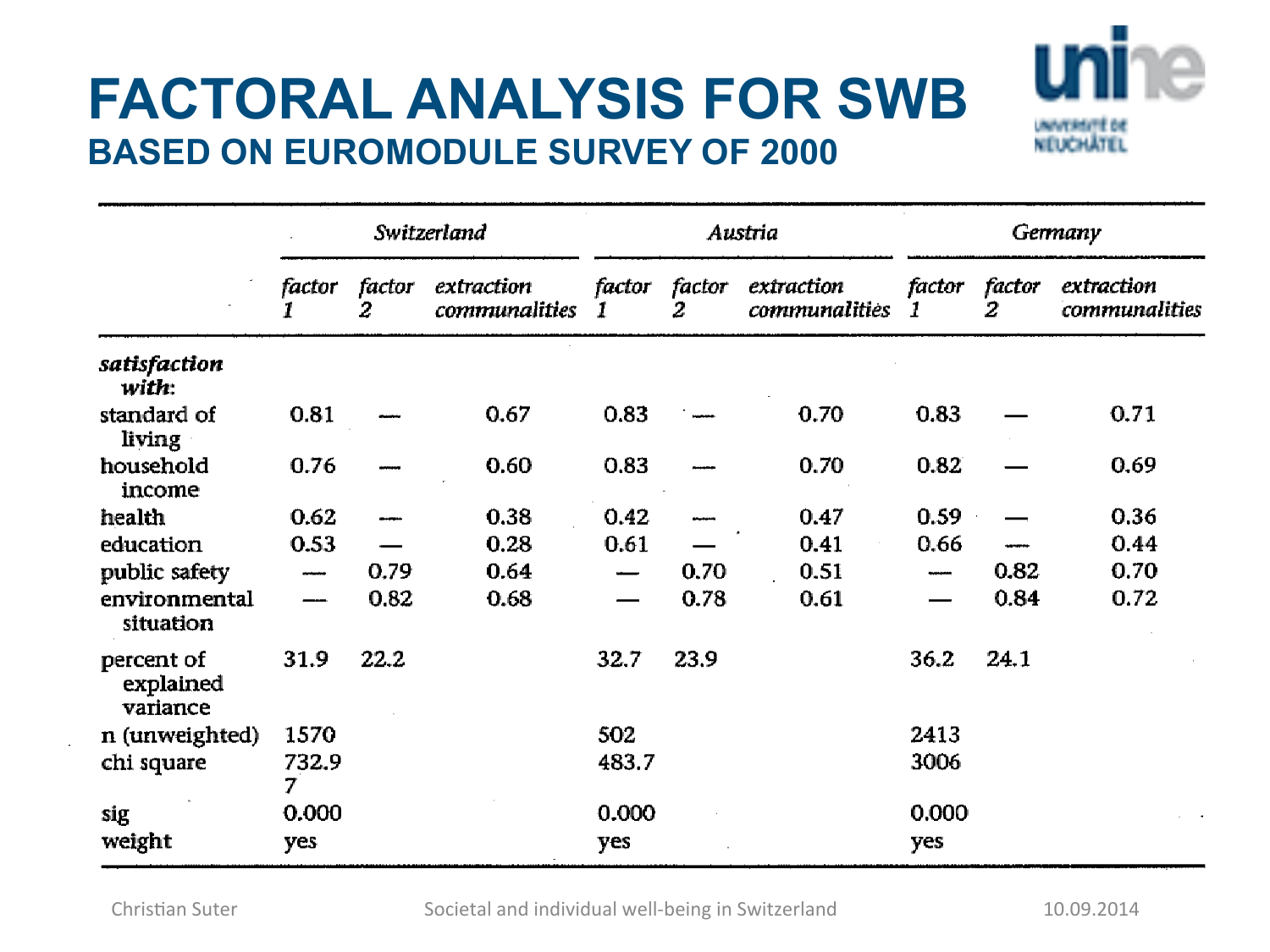# FACTORAL ANALYSIS FOR SWB

## BASED ON EUROMODULE SURVEY OF 2000

| | *Switzerland* | | | *Austria* | | | *Germany* | | |
|---|---|---|---|---|---|---|---|---|---|
| | *factor 1* | *factor 2* | *extraction communalities* | *factor 1* | *factor 2* | *extraction communalities* | *factor 1* | *factor 2* | *extraction communalities* |
| ***satisfaction with:*** | | | | | | | | | |
| standard of living | 0.81 | — | 0.67 | 0.83 | — | 0.70 | 0.83 | — | 0.71 |
| household income | 0.76 | — | 0.60 | 0.83 | — | 0.70 | 0.82 | — | 0.69 |
| health | 0.62 | — | 0.38 | 0.42 | — | 0.47 | 0.59 | — | 0.36 |
| education | 0.53 | — | 0.28 | 0.61 | — | 0.41 | 0.66 | — | 0.44 |
| public safety | — | 0.79 | 0.64 | — | 0.70 | 0.51 | — | 0.82 | 0.70 |
| environmental situation | — | 0.82 | 0.68 | — | 0.78 | 0.61 | — | 0.84 | 0.72 |
| percent of explained variance | 31.9 | 22.2 | | 32.7 | 23.9 | | 36.2 | 24.1 | |
| n (unweighted) | 1570 | | | 502 | | | 2413 | | |
| chi square | 732.97 | | | 483.7 | | | 3006 | | |
| sig | 0.000 | | | 0.000 | | | 0.000 | | |
| weight | yes | | | yes | | | yes | | |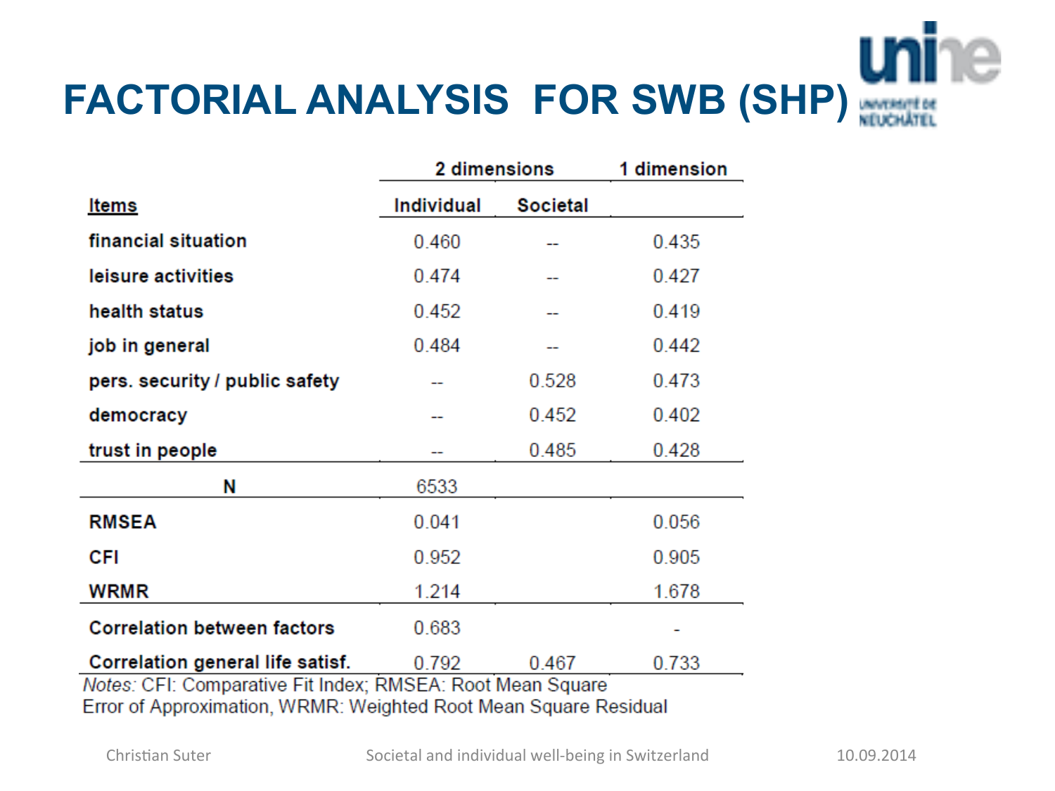# FACTORIAL ANALYSIS FOR SWB (SHP)

| Items | 2 dimensions | | 1 dimension |
|---|---|---|---|
| | Individual | Societal | |
| financial situation | 0.460 | -- | 0.435 |
| leisure activities | 0.474 | -- | 0.427 |
| health status | 0.452 | -- | 0.419 |
| job in general | 0.484 | -- | 0.442 |
| pers. security / public safety | -- | 0.528 | 0.473 |
| democracy | -- | 0.452 | 0.402 |
| trust in people | -- | 0.485 | 0.428 |
| N | 6533 | | |
| RMSEA | 0.041 | | 0.056 |
| CFI | 0.952 | | 0.905 |
| WRMR | 1.214 | | 1.678 |
| Correlation between factors | 0.683 | | - |
| Correlation general life satisf. | 0.792 | 0.467 | 0.733 |

*Notes:* CFI: Comparative Fit Index; RMSEA: Root Mean Square Error of Approximation, WRMR: Weighted Root Mean Square Residual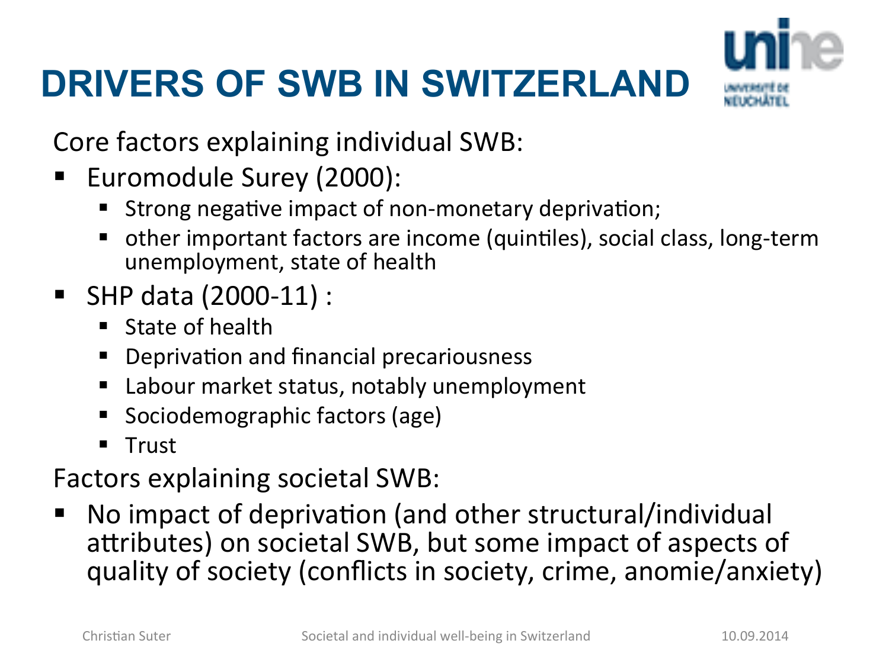# DRIVERS OF SWB IN SWITZERLAND

Core factors explaining individual SWB:

- Euromodule Surey (2000):
  - Strong negative impact of non-monetary deprivation;
  - other important factors are income (quintiles), social class, long-term unemployment, state of health
- SHP data (2000-11) :
  - State of health
  - Deprivation and financial precariousness
  - Labour market status, notably unemployment
  - Sociodemographic factors (age)
  - Trust

Factors explaining societal SWB:

- No impact of deprivation (and other structural/individual attributes) on societal SWB, but some impact of aspects of quality of society (conflicts in society, crime, anomie/anxiety)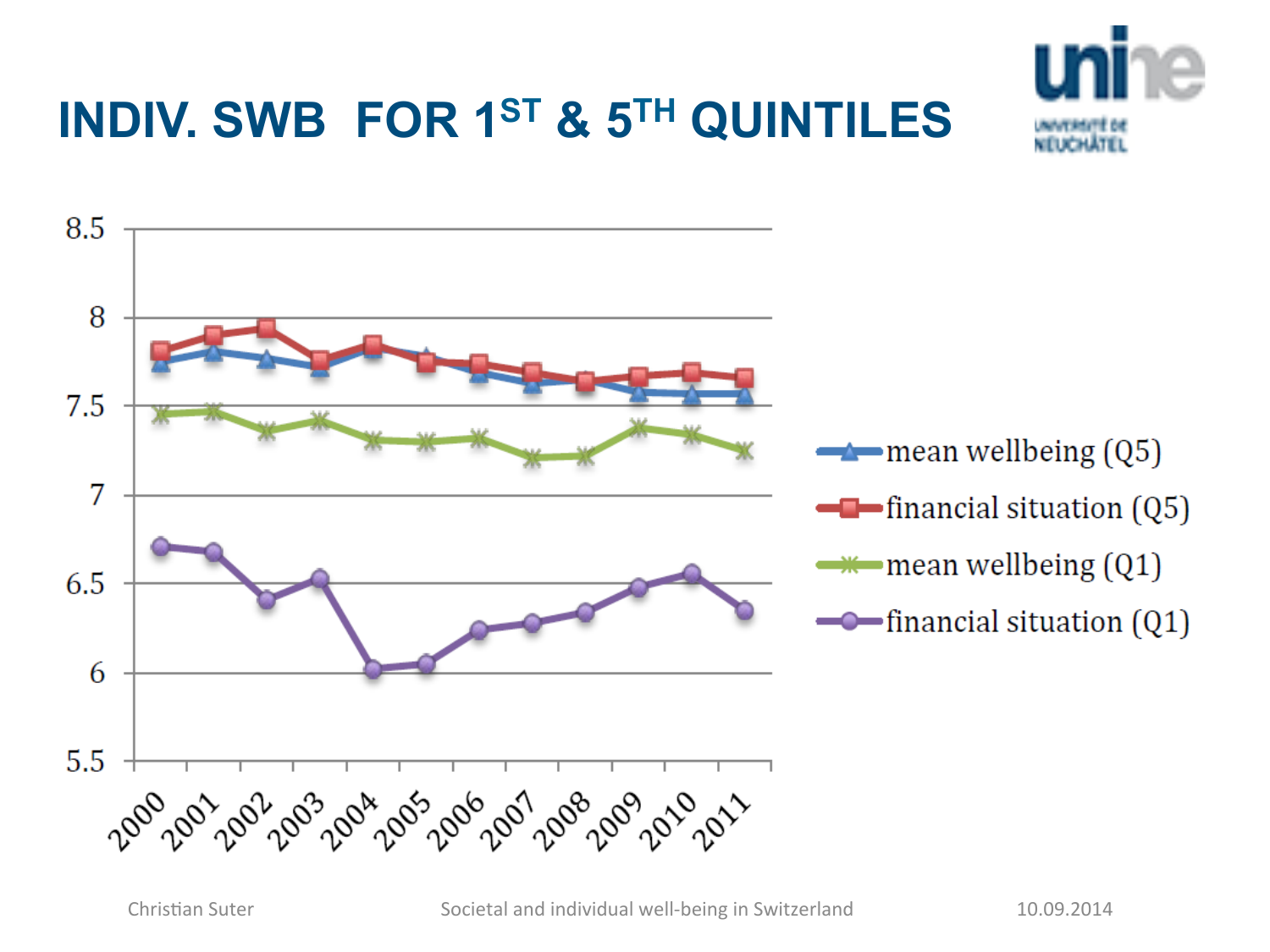# INDIV. SWB FOR 1[ST] & 5[TH] QUINTILES

| | 2000 | 2001 | 2002 | 2003 | 2004 | 2005 | 2006 | 2007 | 2008 | 2009 | 2010 | 2011 |
|---|---|---|---|---|---|---|---|---|---|---|---|---|
| mean wellbeing (Q5) | 7.75 | 7.81 | 7.77 | 7.72 | 7.82 | 7.78 | 7.69 | 7.63 | 7.65 | 7.58 | 7.57 | 7.57 |
| financial situation (Q5) | 7.81 | 7.90 | 7.94 | 7.76 | 7.84 | 7.75 | 7.74 | 7.69 | 7.64 | 7.67 | 7.69 | 7.66 |
| mean wellbeing (Q1) | 7.45 | 7.47 | 7.36 | 7.42 | 7.31 | 7.30 | 7.32 | 7.21 | 7.22 | 7.38 | 7.34 | 7.25 |
| financial situation (Q1) | 6.71 | 6.68 | 6.41 | 6.53 | 6.02 | 6.05 | 6.24 | 6.28 | 6.34 | 6.48 | 6.56 | 6.35 |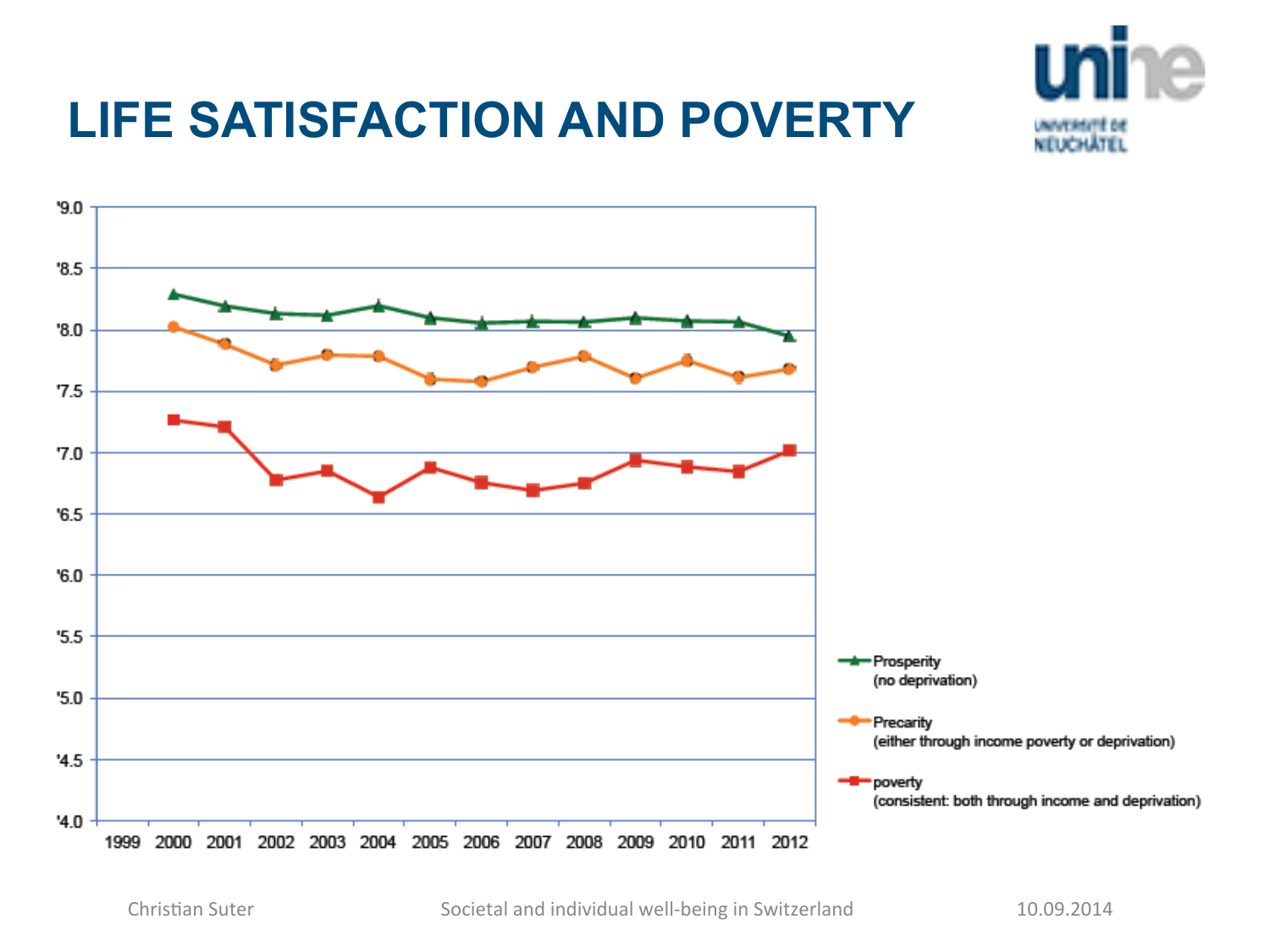# LIFE SATISFACTION AND POVERTY

'9.0
'8.5
'8.0
'7.5
'7.0
'6.5
'6.0
'5.5
'5.0
'4.5
'4.0

1999 2000 2001 2002 2003 2004 2005 2006 2007 2008 2009 2010 2011 2012

Prosperity
(no deprivation)

Precarity
(either through income poverty or deprivation)

poverty
(consistent: both through income and deprivation)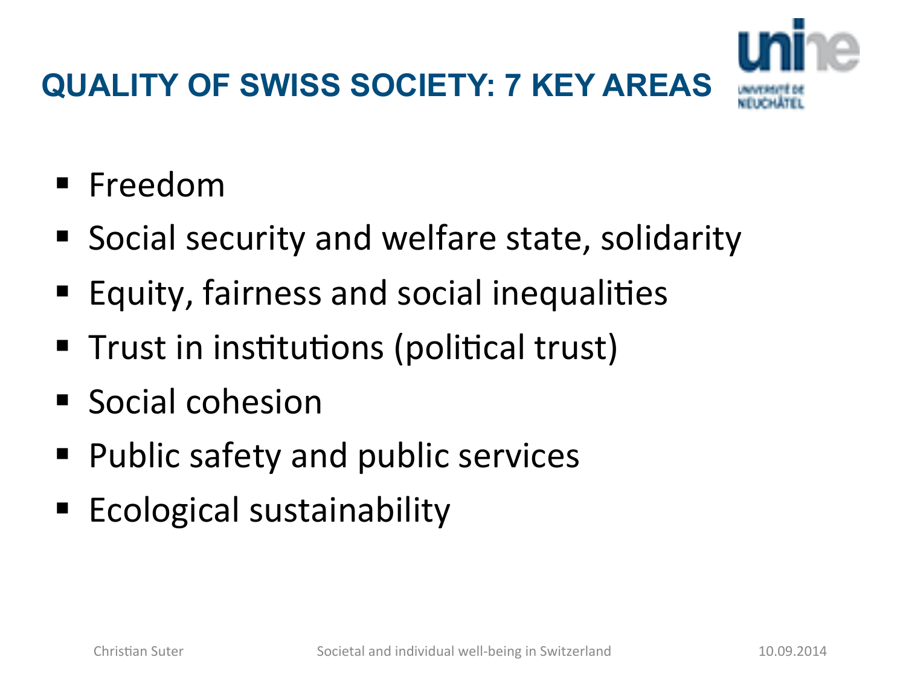# QUALITY OF SWISS SOCIETY: 7 KEY AREAS

- Freedom
- Social security and welfare state, solidarity
- Equity, fairness and social inequalities
- Trust in institutions (political trust)
- Social cohesion
- Public safety and public services
- Ecological sustainability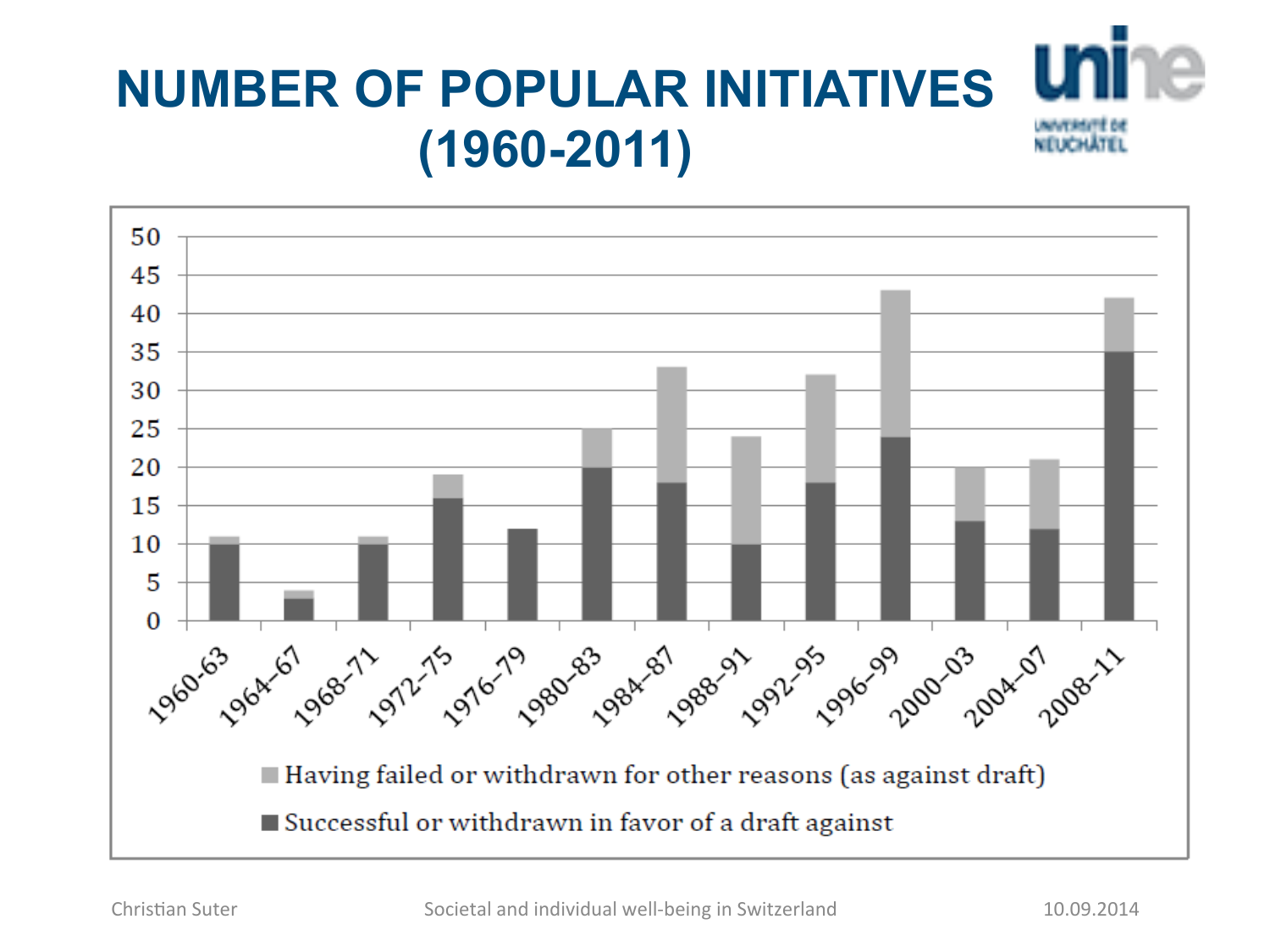# NUMBER OF POPULAR INITIATIVES (1960-2011)

| Period | Successful or withdrawn in favor of a draft against | Having failed or withdrawn for other reasons (as against draft) | Total |
|---|---|---|---|
| 1960–63 | 10 | 1 | 11 |
| 1964–67 | 3 | 1 | 4 |
| 1968–71 | 10 | 1 | 11 |
| 1972–75 | 16 | 3 | 19 |
| 1976–79 | 12 | 0 | 12 |
| 1980–83 | 20 | 5 | 25 |
| 1984–87 | 18 | 15 | 33 |
| 1988–91 | 10 | 14 | 24 |
| 1992–95 | 18 | 14 | 32 |
| 1996–99 | 24 | 19 | 43 |
| 2000–03 | 13 | 7 | 20 |
| 2004–07 | 12 | 9 | 21 |
| 2008–11 | 35 | 7 | 42 |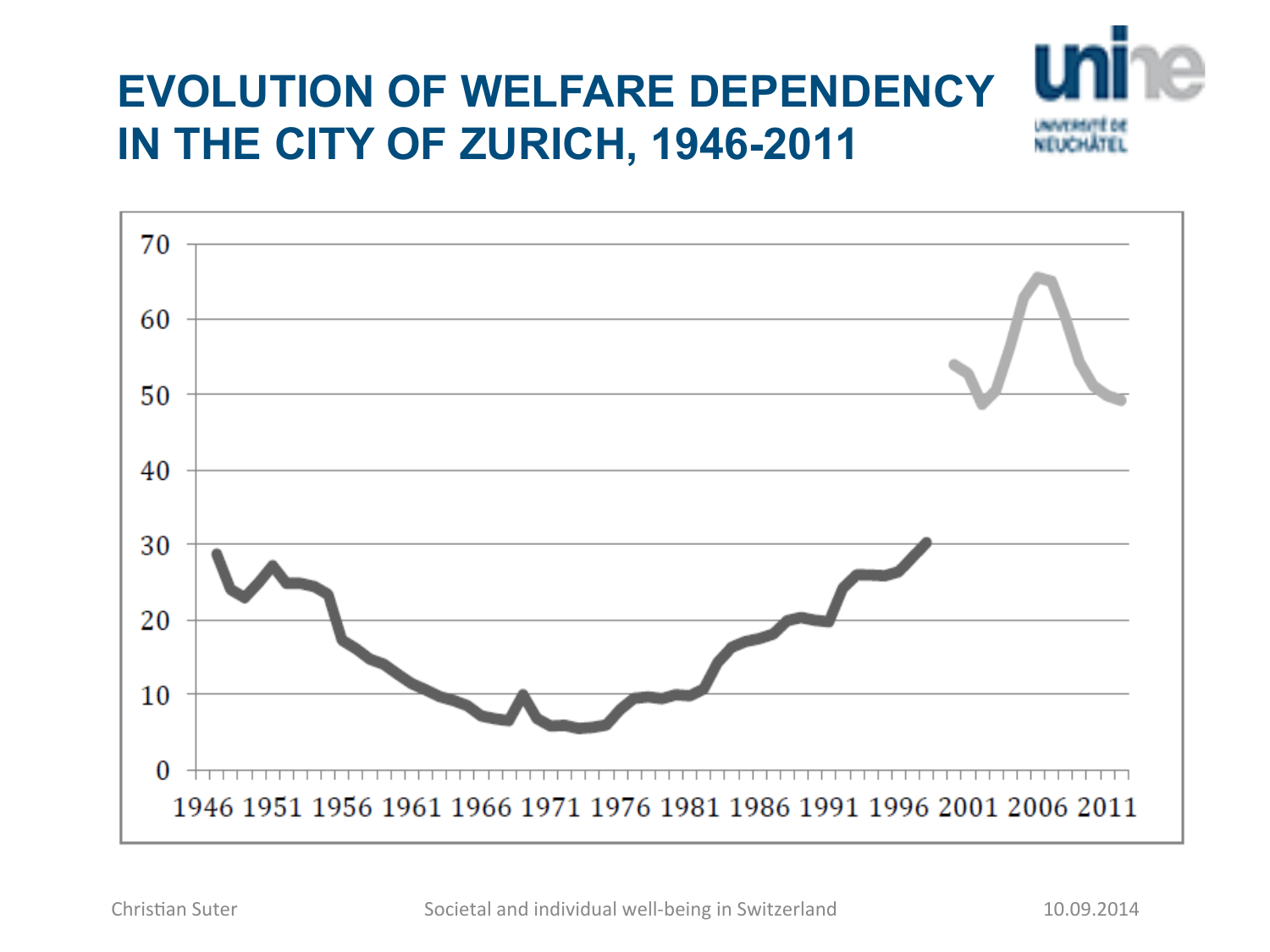# EVOLUTION OF WELFARE DEPENDENCY IN THE CITY OF ZURICH, 1946-2011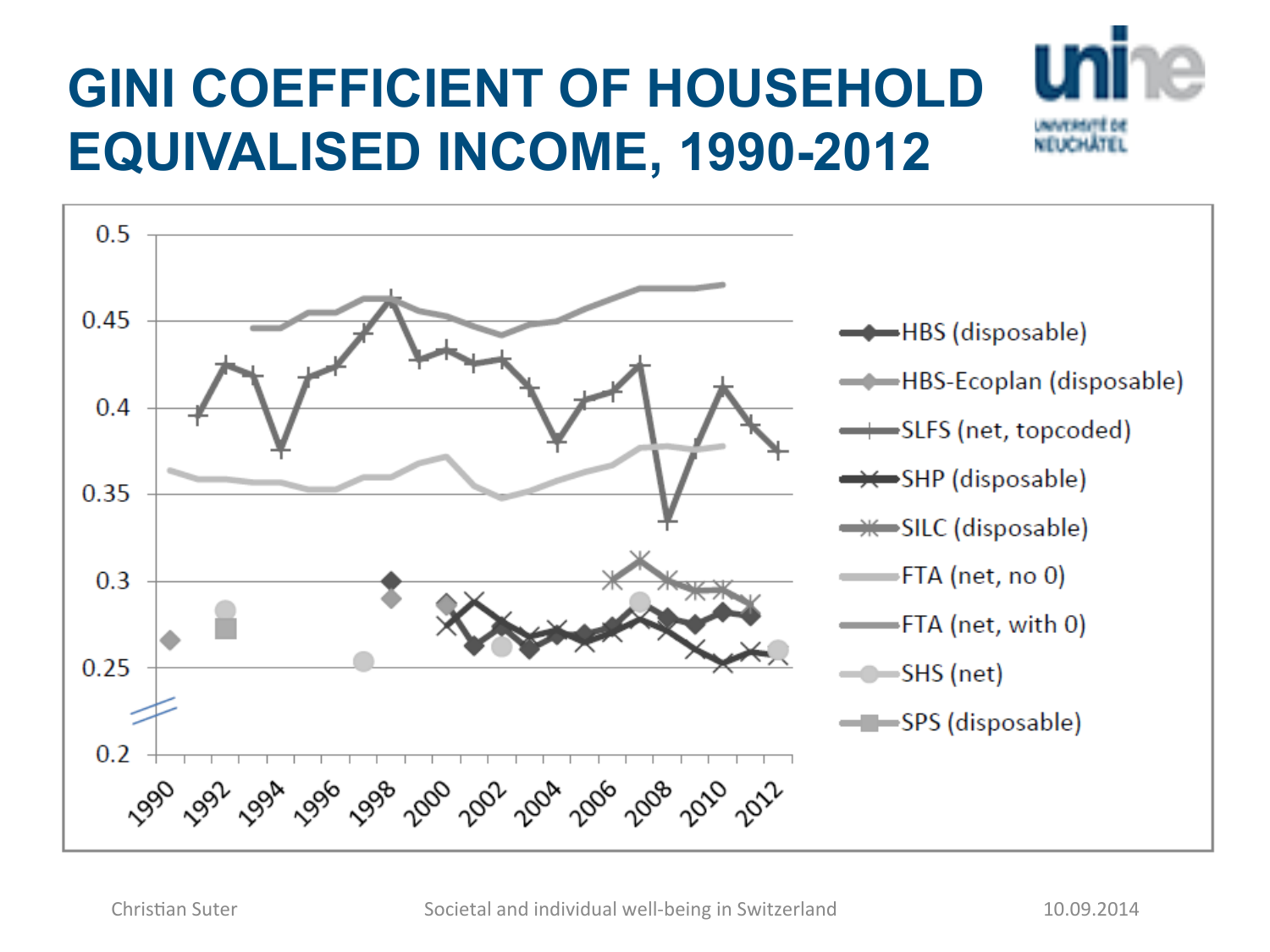# GINI COEFFICIENT OF HOUSEHOLD EQUIVALISED INCOME, 1990-2012

Legend:
- HBS (disposable)
- HBS-Ecoplan (disposable)
- SLFS (net, topcoded)
- SHP (disposable)
- SILC (disposable)
- FTA (net, no 0)
- FTA (net, with 0)
- SHS (net)
- SPS (disposable)

Christian Suter — Societal and individual well-being in Switzerland — 10.09.2014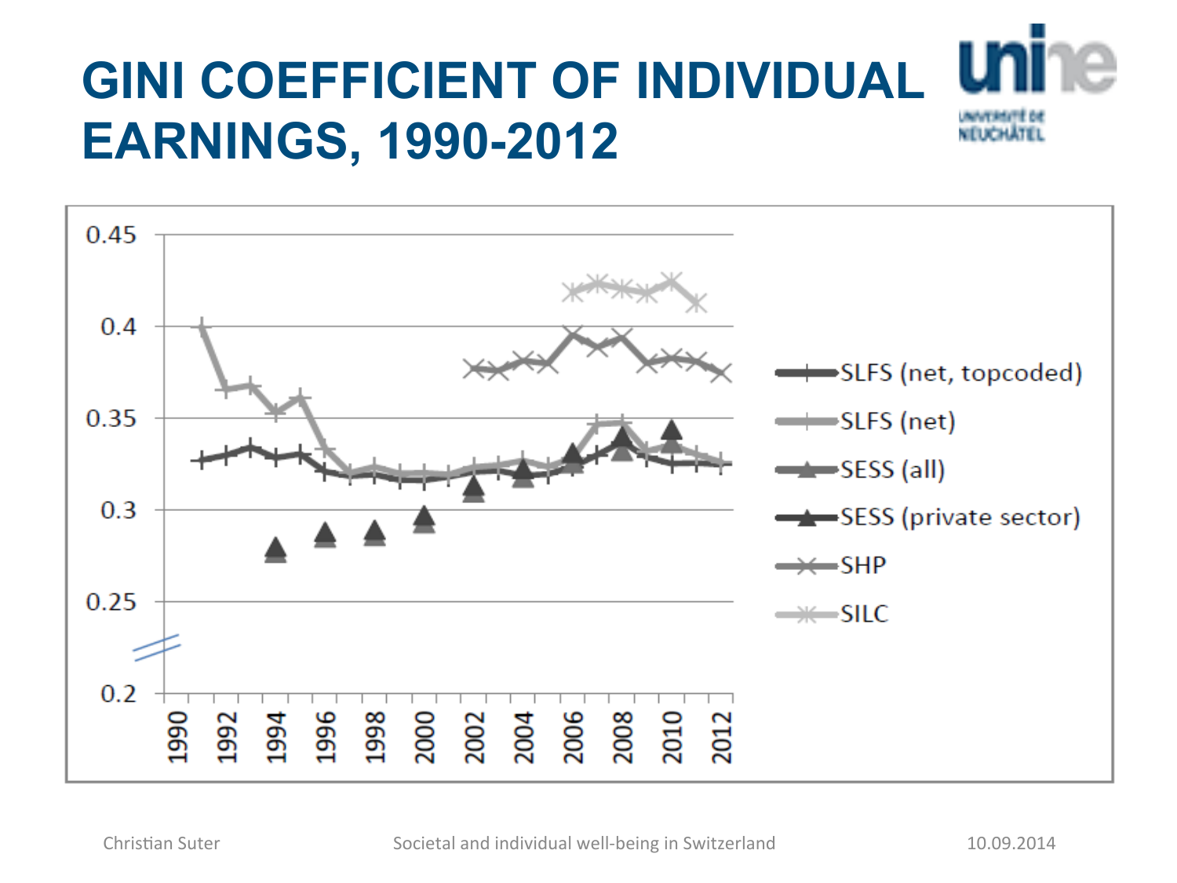# GINI COEFFICIENT OF INDIVIDUAL EARNINGS, 1990-2012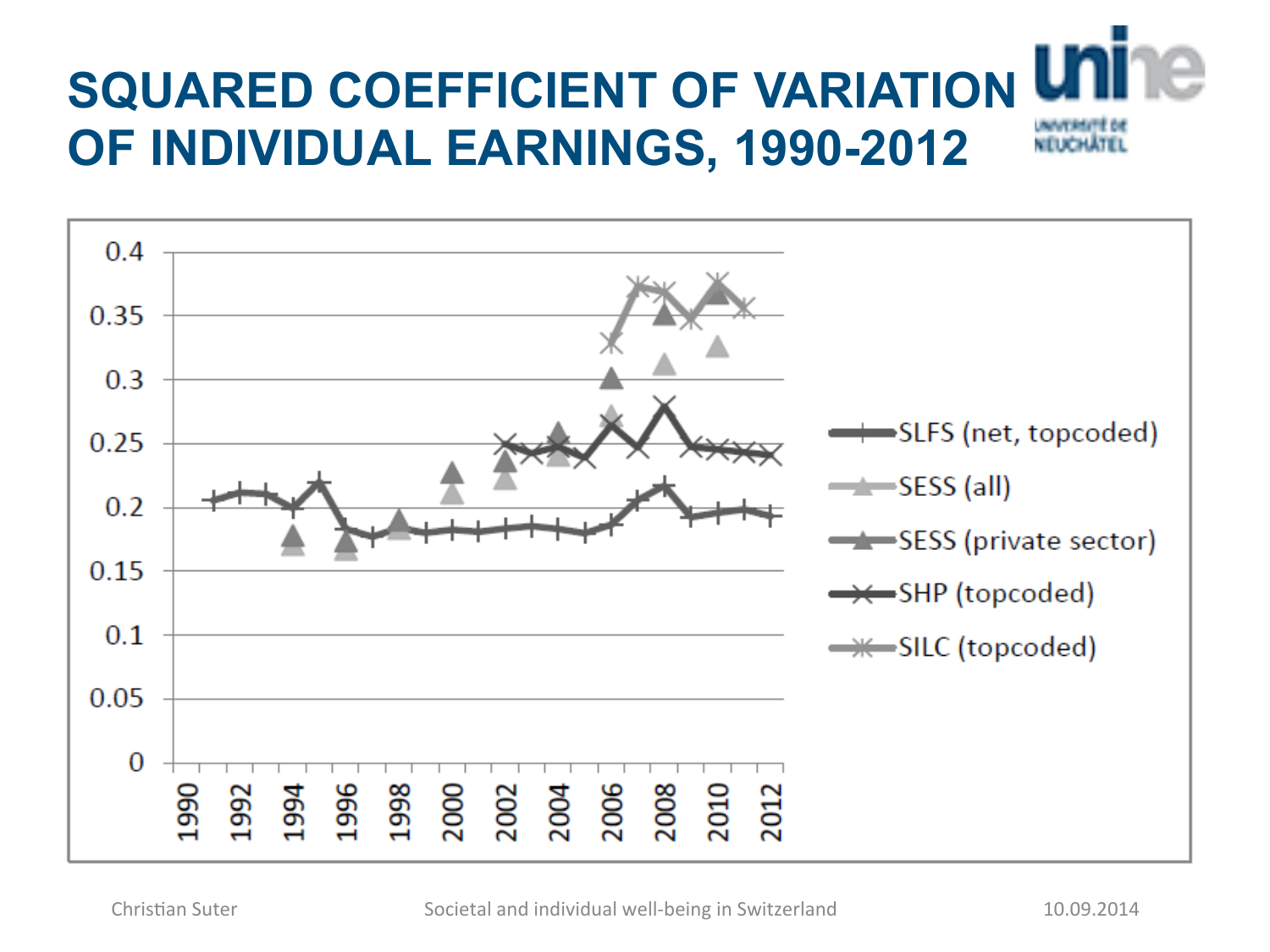# SQUARED COEFFICIENT OF VARIATION OF INDIVIDUAL EARNINGS, 1990-2012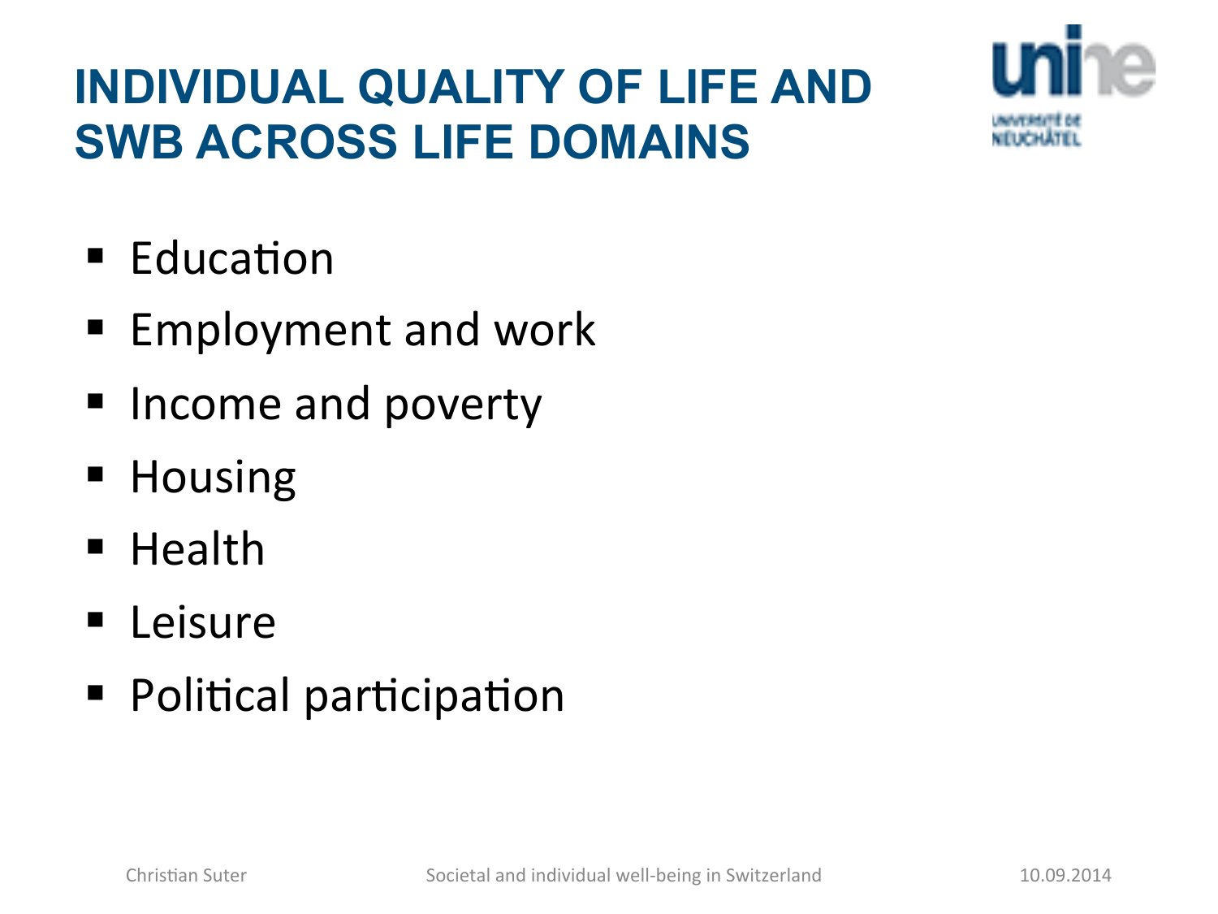# INDIVIDUAL QUALITY OF LIFE AND SWB ACROSS LIFE DOMAINS

- Education
- Employment and work
- Income and poverty
- Housing
- Health
- Leisure
- Political participation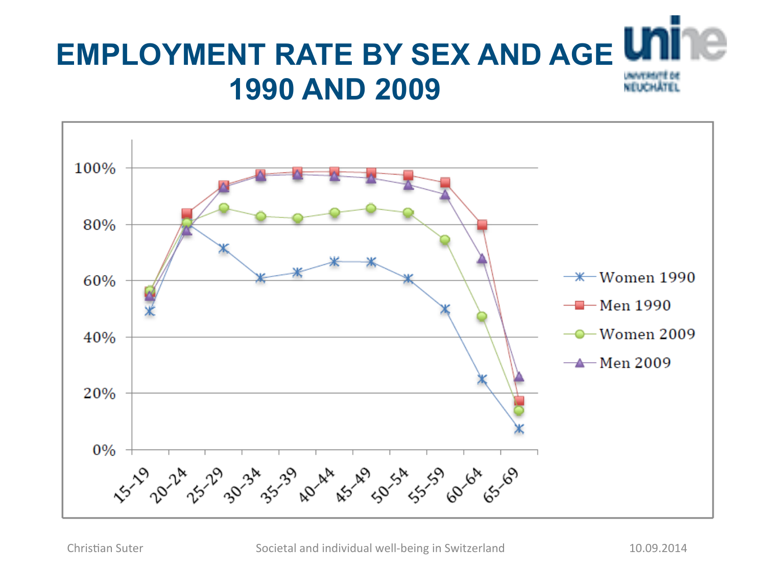# EMPLOYMENT RATE BY SEX AND AGE 1990 AND 2009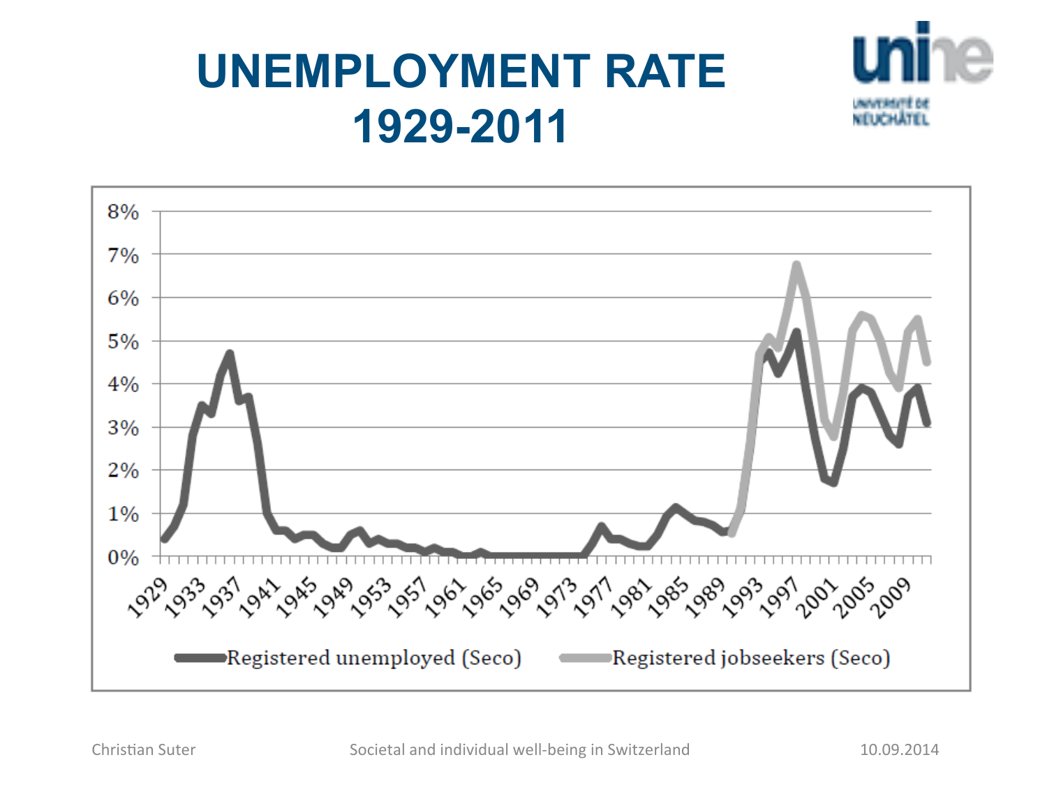# UNEMPLOYMENT RATE 1929-2011

8%
7%
6%
5%
4%
3%
2%
1%
0%

1929 1933 1937 1941 1945 1949 1953 1957 1961 1965 1969 1973 1977 1981 1985 1989 1993 1997 2001 2005 2009

Registered unemployed (Seco) Registered jobseekers (Seco)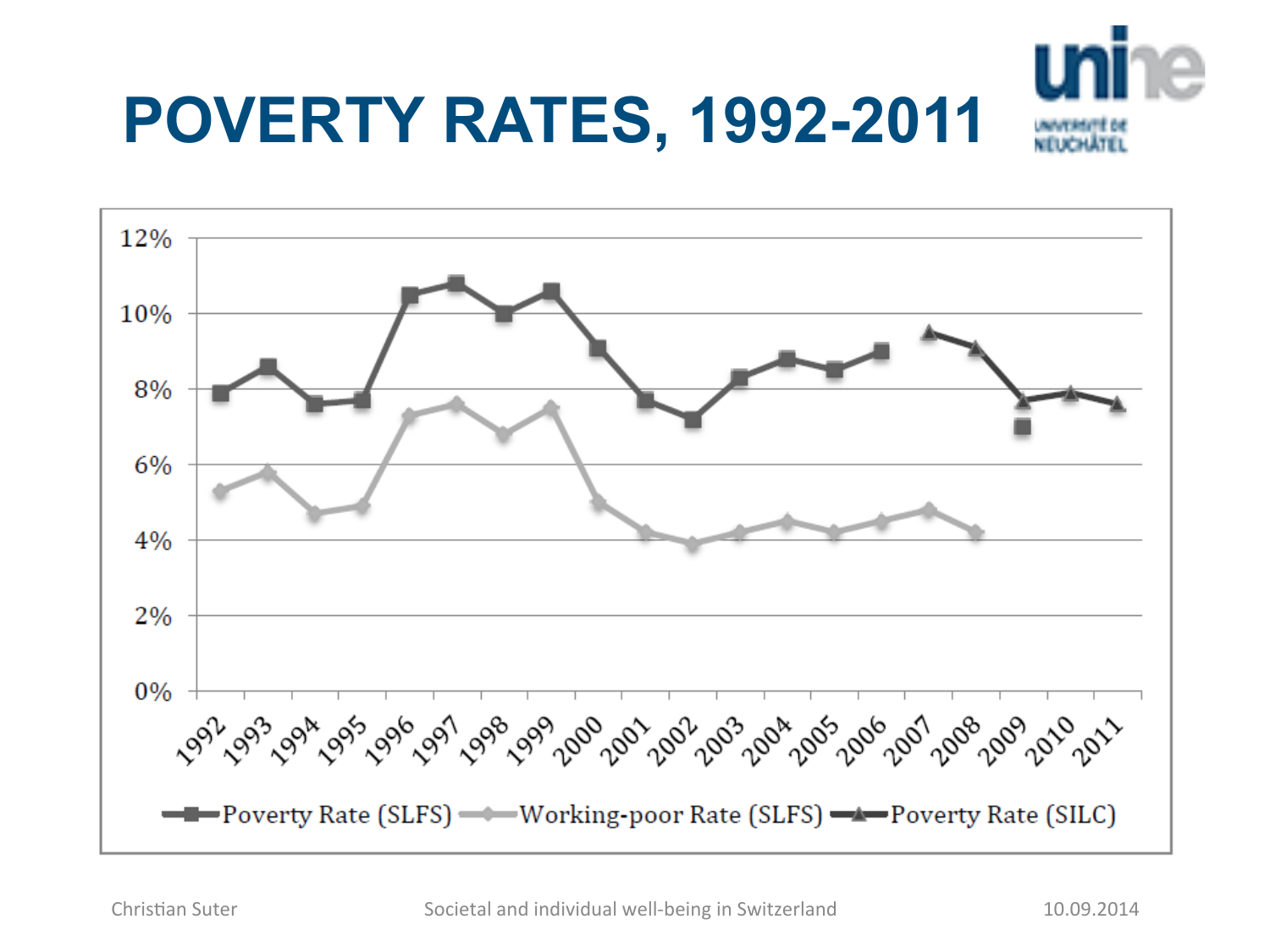# POVERTY RATES, 1992-2011

| Year | Poverty Rate (SLFS) | Working-poor Rate (SLFS) | Poverty Rate (SILC) |
|---|---|---|---|
| 1992 | 7.9% | 5.3% | |
| 1993 | 8.6% | 5.8% | |
| 1994 | 7.6% | 4.7% | |
| 1995 | 7.7% | 4.9% | |
| 1996 | 10.5% | 7.3% | |
| 1997 | 10.8% | 7.6% | |
| 1998 | 10.0% | 6.8% | |
| 1999 | 10.6% | 7.5% | |
| 2000 | 9.1% | 5.0% | |
| 2001 | 7.7% | 4.2% | |
| 2002 | 7.2% | 3.9% | |
| 2003 | 8.3% | 4.2% | |
| 2004 | 8.8% | 4.5% | |
| 2005 | 8.5% | 4.2% | |
| 2006 | 9.0% | 4.5% | |
| 2007 | | 4.8% | 9.5% |
| 2008 | | 4.2% | 9.1% |
| 2009 | 7.0% | | 7.7% |
| 2010 | | | 7.9% |
| 2011 | | | 7.6% |

*Values approximate, read from chart.*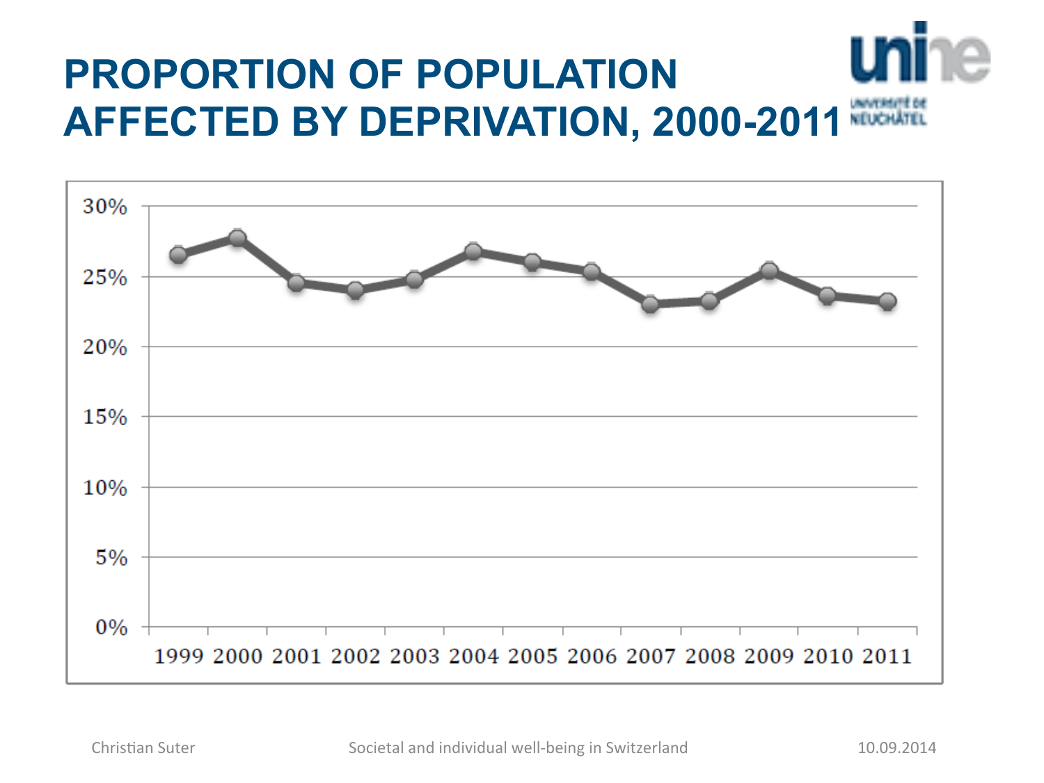# PROPORTION OF POPULATION AFFECTED BY DEPRIVATION, 2000-2011

30%
25%
20%
15%
10%
5%
0%

1999 2000 2001 2002 2003 2004 2005 2006 2007 2008 2009 2010 2011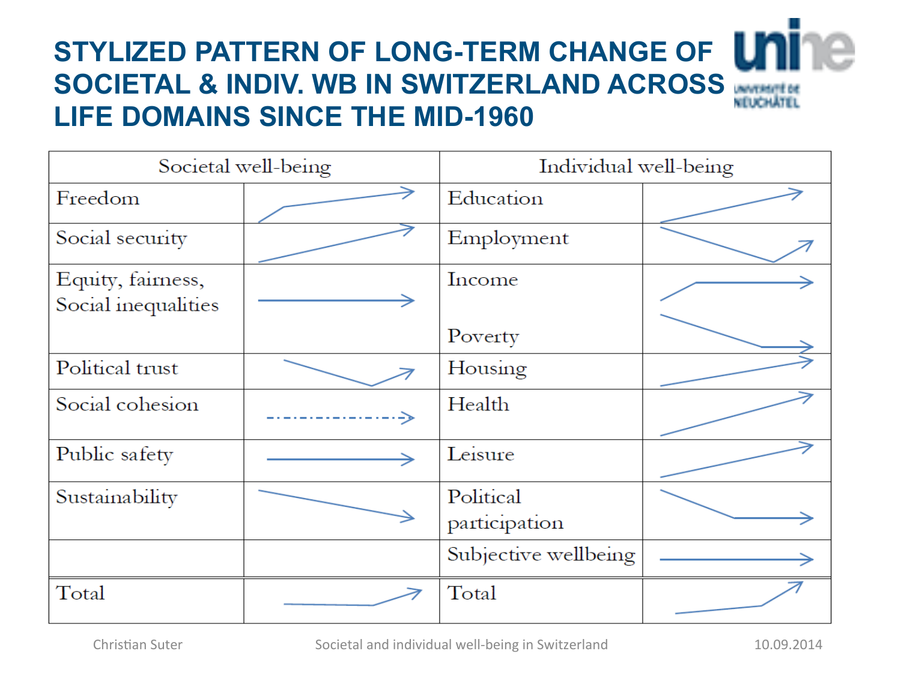# STYLIZED PATTERN OF LONG-TERM CHANGE OF SOCIETAL & INDIV. WB IN SWITZERLAND ACROSS LIFE DOMAINS SINCE THE MID-1960

| Societal well-being | | Individual well-being | |
|---|---|---|---|
| Freedom | ↗ | Education | ↗ |
| Social security | ↗ | Employment | ↘↗ |
| Equity, fairness, Social inequalities | → | Income | ↗→ |
| | | Poverty | ↘→ |
| Political trust | ↘↗ | Housing | ↗ |
| Social cohesion | → (dashed) | Health | ↗ |
| Public safety | → | Leisure | ↗ |
| Sustainability | ↘ | Political participation | ↘→ |
| | | Subjective wellbeing | → |
| Total | →↗ | Total | →↗ |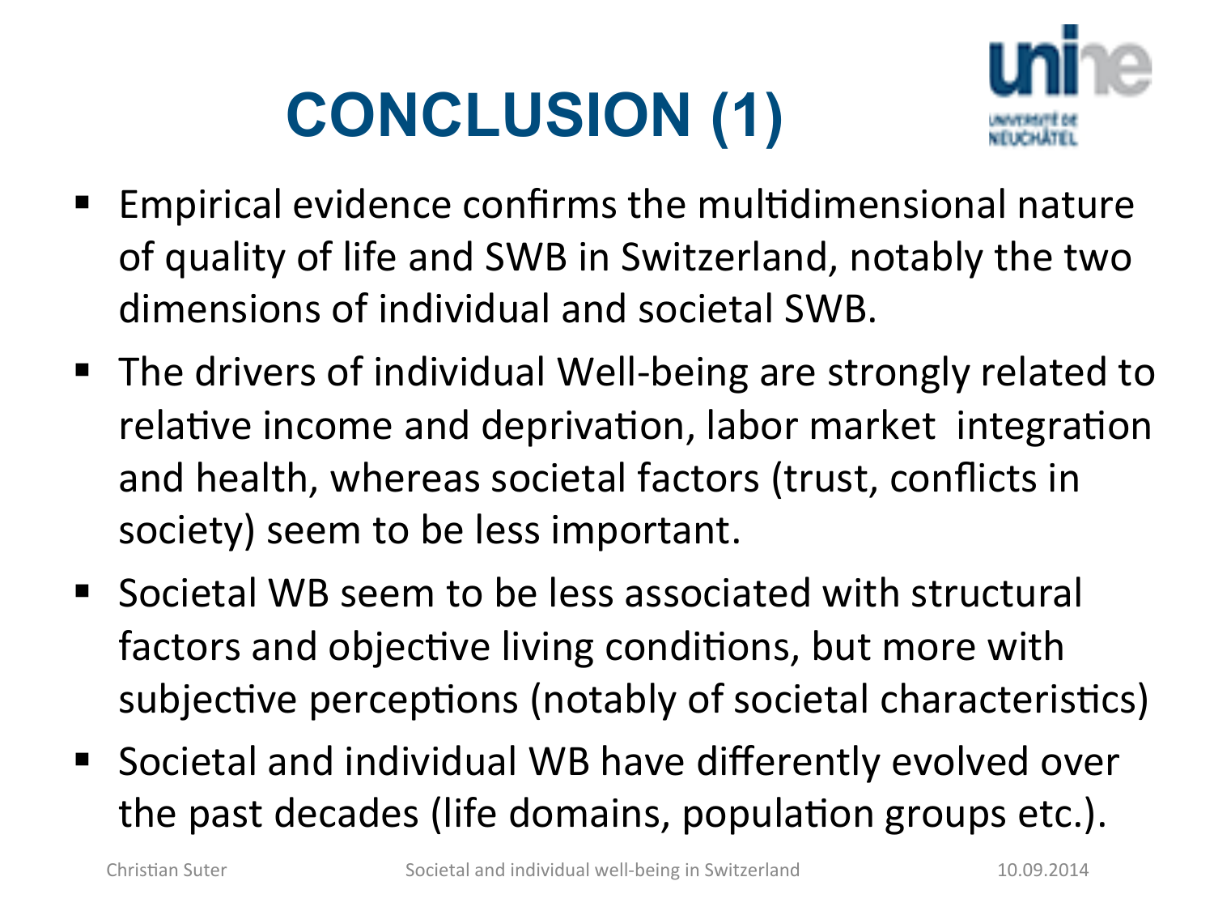# CONCLUSION (1)

- Empirical evidence confirms the multidimensional nature of quality of life and SWB in Switzerland, notably the two dimensions of individual and societal SWB.
- The drivers of individual Well-being are strongly related to relative income and deprivation, labor market integration and health, whereas societal factors (trust, conflicts in society) seem to be less important.
- Societal WB seem to be less associated with structural factors and objective living conditions, but more with subjective perceptions (notably of societal characteristics)
- Societal and individual WB have differently evolved over the past decades (life domains, population groups etc.).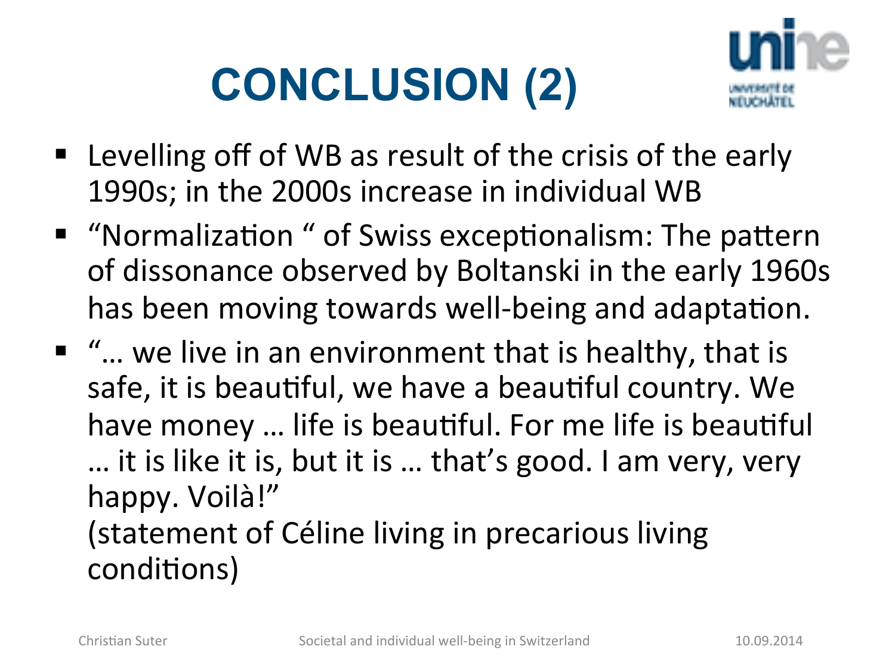# CONCLUSION (2)

- Levelling off of WB as result of the crisis of the early 1990s; in the 2000s increase in individual WB
- "Normalization " of Swiss exceptionalism: The pattern of dissonance observed by Boltanski in the early 1960s has been moving towards well-being and adaptation.
- "… we live in an environment that is healthy, that is safe, it is beautiful, we have a beautiful country. We have money … life is beautiful. For me life is beautiful … it is like it is, but it is … that's good. I am very, very happy. Voilà!"
  (statement of Céline living in precarious living conditions)